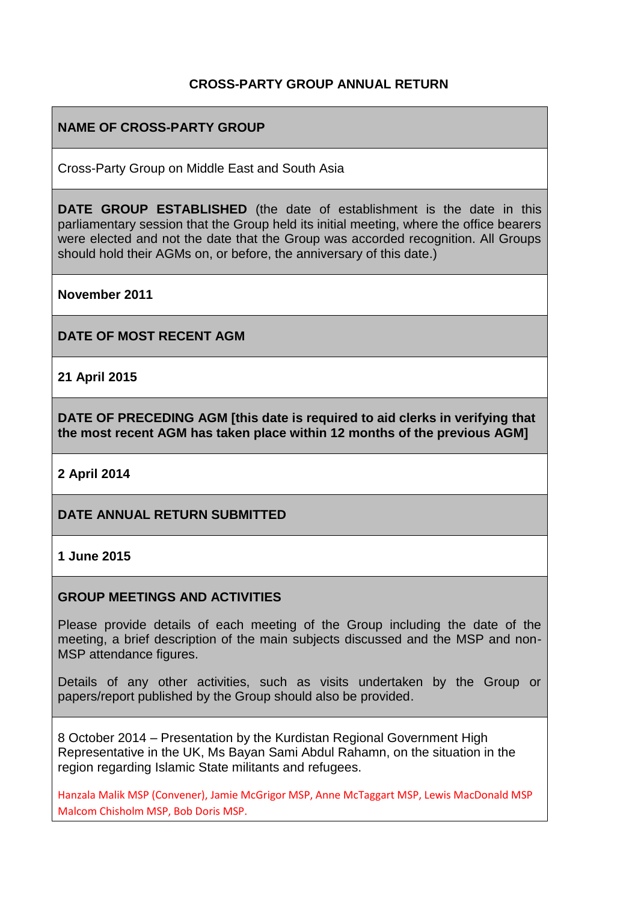# CROSS-PARTY GROUP ANNUAL RETURN

**NAME OF CROSS-PARTY GROUP**

Cross-Party Group on Middle East and South Asia

**DATE GROUP ESTABLISHED** (the date of establishment is the date in this parliamentary session that the Group held its initial meeting, where the office bearers were elected and not the date that the Group was accorded recognition. All Groups should hold their AGMs on, or before, the anniversary of this date.)

**November 2011**

**DATE OF MOST RECENT AGM**

**21 April 2015**

**DATE OF PRECEDING AGM [this date is required to aid clerks in verifying that the most recent AGM has taken place within 12 months of the previous AGM]**

**2 April 2014**

**DATE ANNUAL RETURN SUBMITTED**

**1 June 2015**

**GROUP MEETINGS AND ACTIVITIES**

Please provide details of each meeting of the Group including the date of the meeting, a brief description of the main subjects discussed and the MSP and non-MSP attendance figures.

Details of any other activities, such as visits undertaken by the Group or papers/report published by the Group should also be provided.

8 October 2014 – Presentation by the Kurdistan Regional Government High Representative in the UK, Ms Bayan Sami Abdul Rahamn, on the situation in the region regarding Islamic State militants and refugees.

Hanzala Malik MSP (Convener), Jamie McGrigor MSP, Anne McTaggart MSP, Lewis MacDonald MSP Malcom Chisholm MSP, Bob Doris MSP.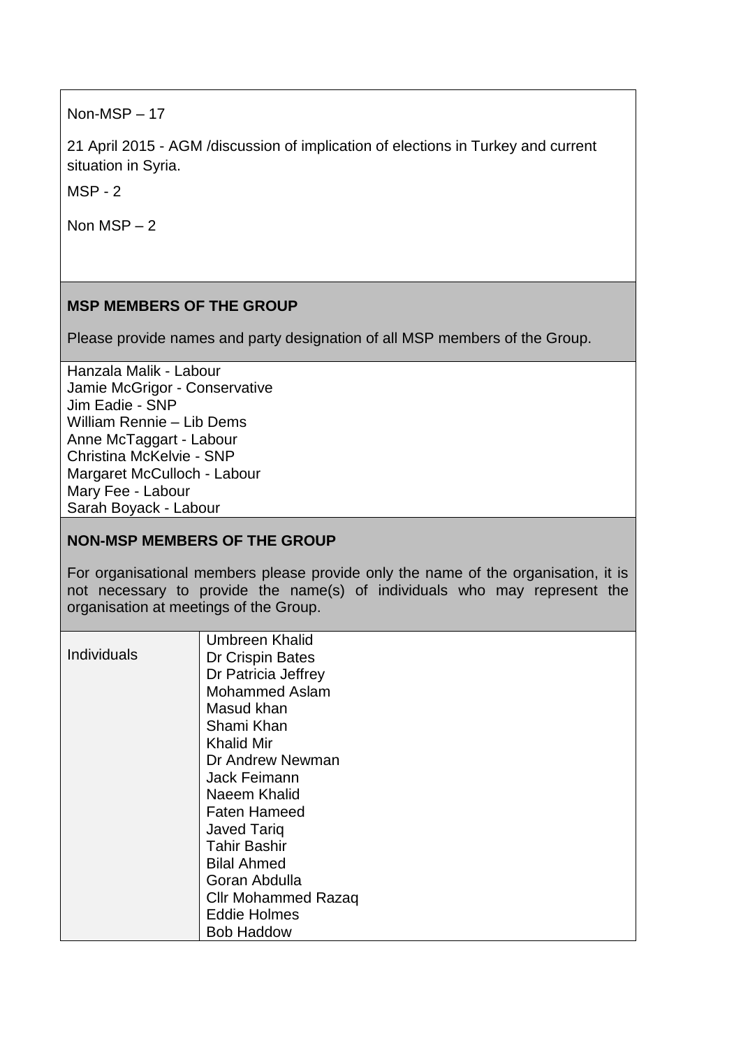Non-MSP – 17

21 April 2015 - AGM /discussion of implication of elections in Turkey and current situation in Syria.

MSP - 2

Non MSP – 2

**MSP MEMBERS OF THE GROUP**

Please provide names and party designation of all MSP members of the Group.

Hanzala Malik - Labour
Jamie McGrigor - Conservative
Jim Eadie - SNP
William Rennie – Lib Dems
Anne McTaggart - Labour
Christina McKelvie - SNP
Margaret McCulloch - Labour
Mary Fee - Labour
Sarah Boyack - Labour

**NON-MSP MEMBERS OF THE GROUP**

For organisational members please provide only the name of the organisation, it is not necessary to provide the name(s) of individuals who may represent the organisation at meetings of the Group.

| | |
|---|---|
| Individuals | Umbreen Khalid<br>Dr Crispin Bates<br>Dr Patricia Jeffrey<br>Mohammed Aslam<br>Masud khan<br>Shami Khan<br>Khalid Mir<br>Dr Andrew Newman<br>Jack Feimann<br>Naeem Khalid<br>Faten Hameed<br>Javed Tariq<br>Tahir Bashir<br>Bilal Ahmed<br>Goran Abdulla<br>Cllr Mohammed Razaq<br>Eddie Holmes<br>Bob Haddow |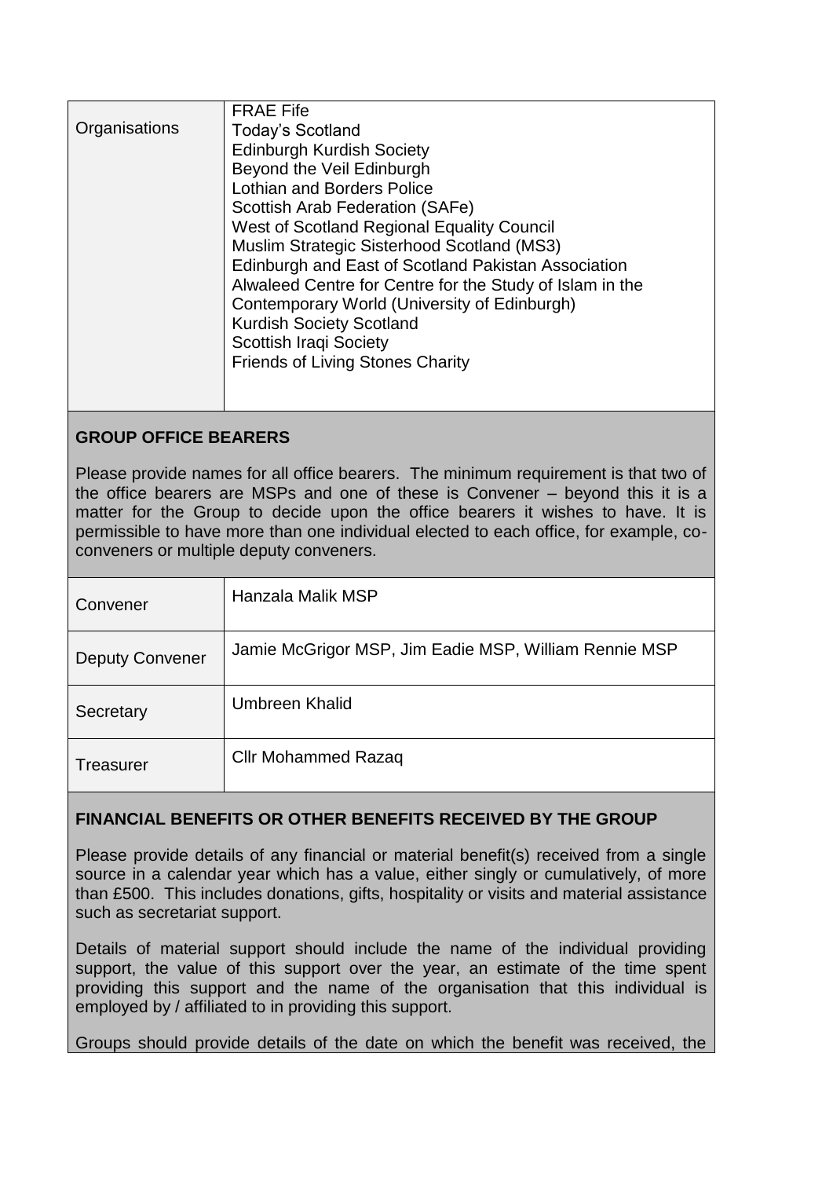| | |
|---|---|
| Organisations | FRAE Fife<br>Today's Scotland<br>Edinburgh Kurdish Society<br>Beyond the Veil Edinburgh<br>Lothian and Borders Police<br>Scottish Arab Federation (SAFe)<br>West of Scotland Regional Equality Council<br>Muslim Strategic Sisterhood Scotland (MS3)<br>Edinburgh and East of Scotland Pakistan Association<br>Alwaleed Centre for Centre for the Study of Islam in the Contemporary World (University of Edinburgh)<br>Kurdish Society Scotland<br>Scottish Iraqi Society<br>Friends of Living Stones Charity |

## GROUP OFFICE BEARERS

Please provide names for all office bearers. The minimum requirement is that two of the office bearers are MSPs and one of these is Convener – beyond this it is a matter for the Group to decide upon the office bearers it wishes to have. It is permissible to have more than one individual elected to each office, for example, co-conveners or multiple deputy conveners.

| | |
|---|---|
| Convener | Hanzala Malik MSP |
| Deputy Convener | Jamie McGrigor MSP, Jim Eadie MSP, William Rennie MSP |
| Secretary | Umbreen Khalid |
| Treasurer | Cllr Mohammed Razaq |

## FINANCIAL BENEFITS OR OTHER BENEFITS RECEIVED BY THE GROUP

Please provide details of any financial or material benefit(s) received from a single source in a calendar year which has a value, either singly or cumulatively, of more than £500. This includes donations, gifts, hospitality or visits and material assistance such as secretariat support.

Details of material support should include the name of the individual providing support, the value of this support over the year, an estimate of the time spent providing this support and the name of the organisation that this individual is employed by / affiliated to in providing this support.

Groups should provide details of the date on which the benefit was received, the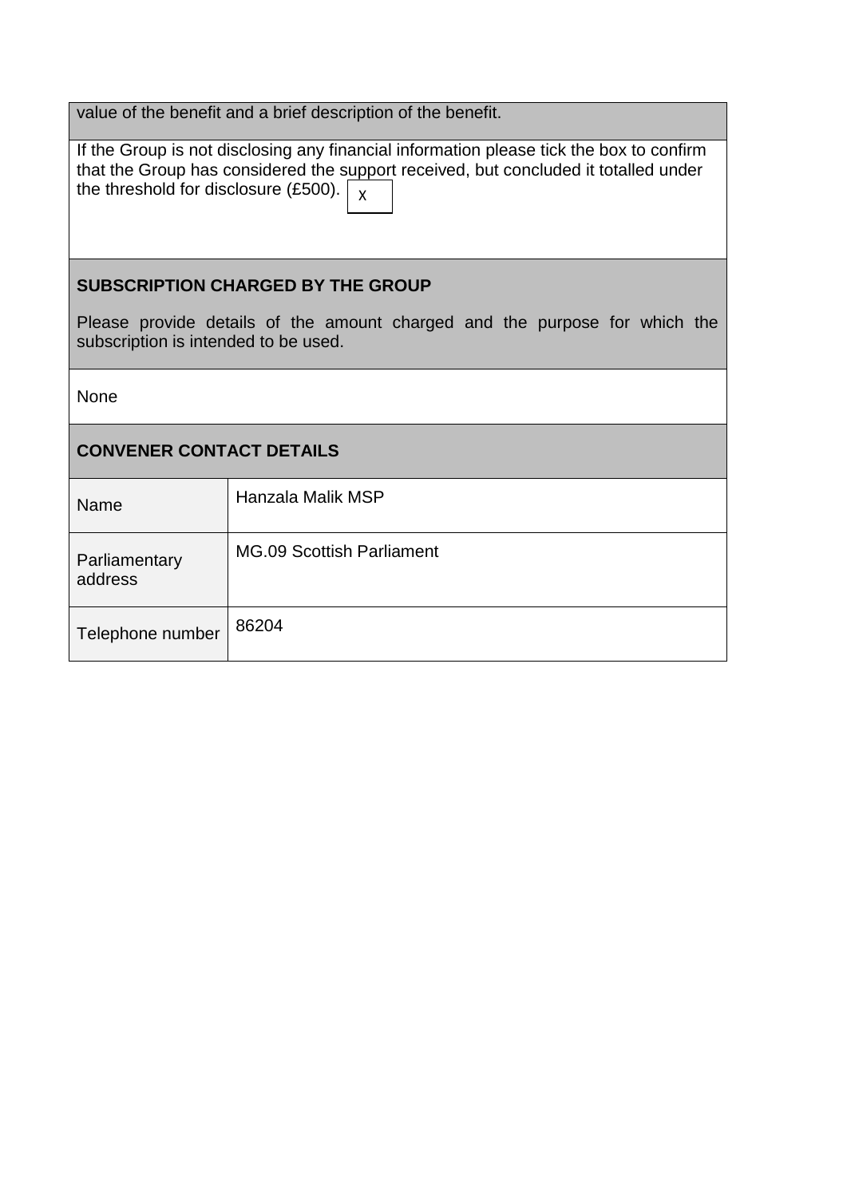value of the benefit and a brief description of the benefit.

If the Group is not disclosing any financial information please tick the box to confirm that the Group has considered the support received, but concluded it totalled under the threshold for disclosure (£500). X

**SUBSCRIPTION CHARGED BY THE GROUP**

Please provide details of the amount charged and the purpose for which the subscription is intended to be used.

None

**CONVENER CONTACT DETAILS**

| | |
|---|---|
| Name | Hanzala Malik MSP |
| Parliamentary address | MG.09 Scottish Parliament |
| Telephone number | 86204 |